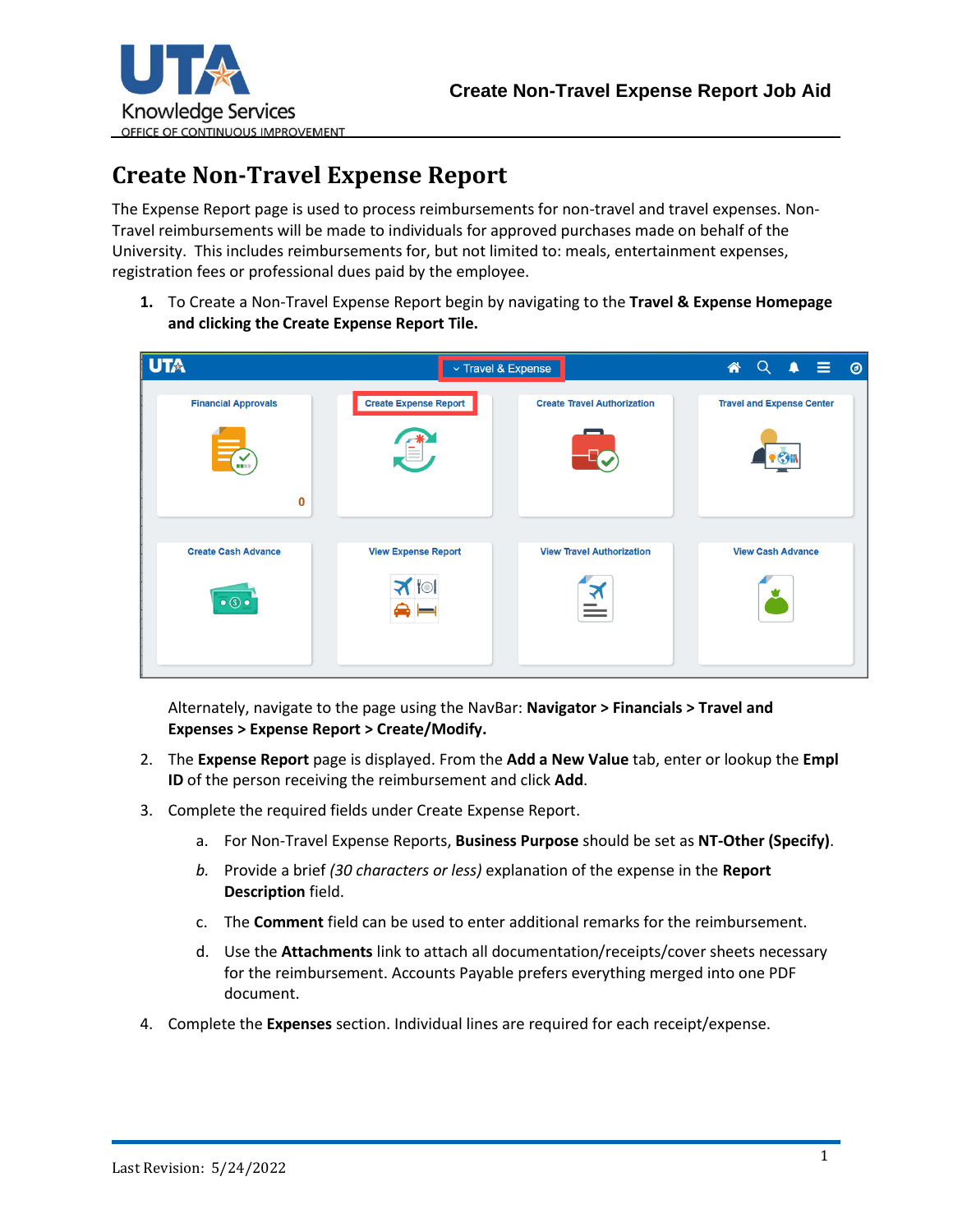# Create Non-Travel Expense Report

The Expense Report page is used to process reimbursements for non-travel and travel expenses. Non-Travel reimbursements will be made to individuals for approved purchases made on behalf of the University. This includes reimbursements for, but not limited to: meals, entertainment expenses, registration fees or professional dues paid by the employee.

1. To Create a Non-Travel Expense Report begin by navigating to the **Travel & Expense Homepage and clicking the Create Expense Report Tile.**

   Alternately, navigate to the page using the NavBar: **Navigator > Financials > Travel and Expenses > Expense Report > Create/Modify.**

2. The **Expense Report** page is displayed. From the **Add a New Value** tab, enter or lookup the **Empl ID** of the person receiving the reimbursement and click **Add**.

3. Complete the required fields under Create Expense Report.

   a. For Non-Travel Expense Reports, **Business Purpose** should be set as **NT-Other (Specify)**.

   *b.* Provide a brief *(30 characters or less)* explanation of the expense in the **Report Description** field.

   c. The **Comment** field can be used to enter additional remarks for the reimbursement.

   d. Use the **Attachments** link to attach all documentation/receipts/cover sheets necessary for the reimbursement. Accounts Payable prefers everything merged into one PDF document.

4. Complete the **Expenses** section. Individual lines are required for each receipt/expense.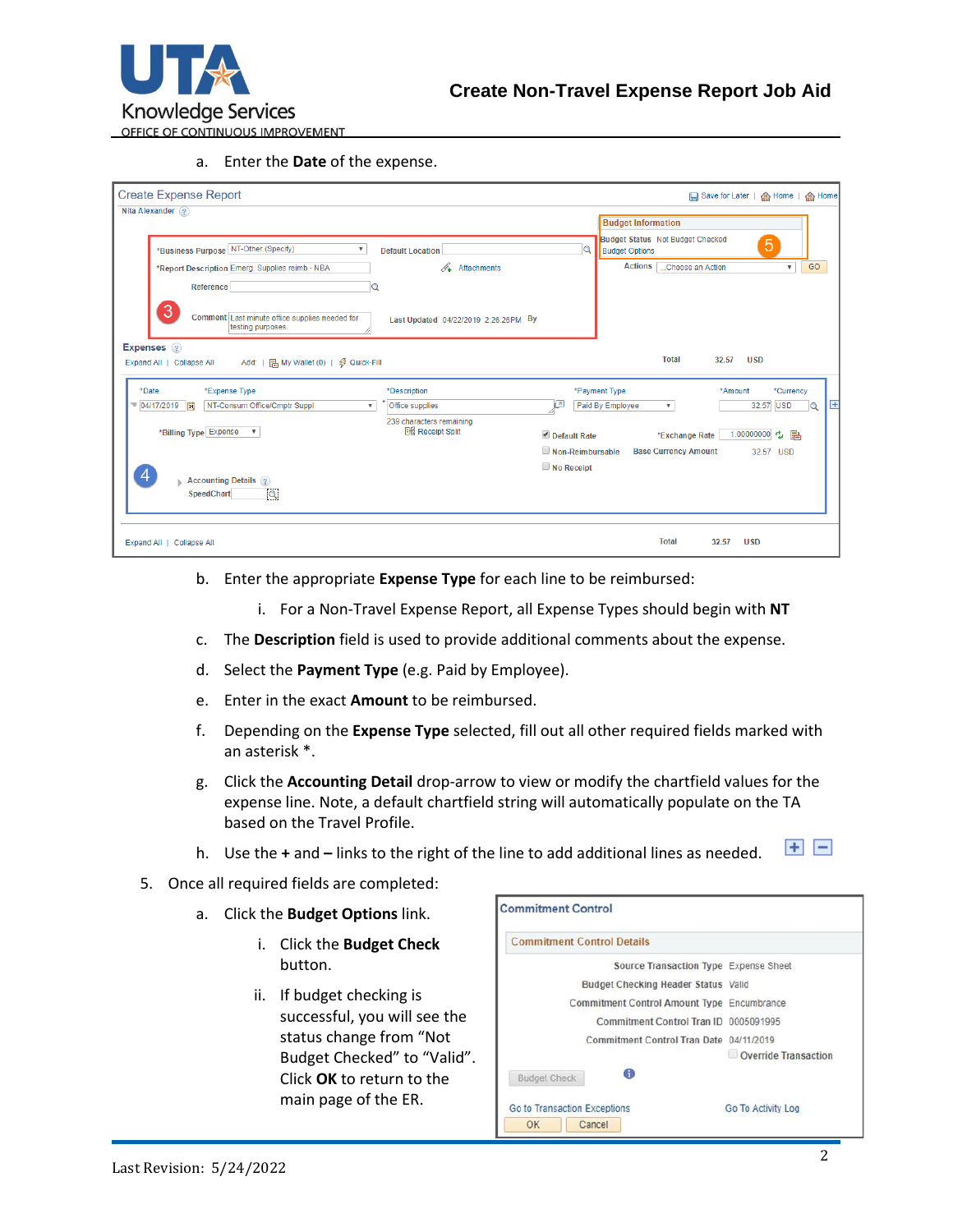a. Enter the **Date** of the expense.

b. Enter the appropriate **Expense Type** for each line to be reimbursed:

   i. For a Non-Travel Expense Report, all Expense Types should begin with **NT**

c. The **Description** field is used to provide additional comments about the expense.

d. Select the **Payment Type** (e.g. Paid by Employee).

e. Enter in the exact **Amount** to be reimbursed.

f. Depending on the **Expense Type** selected, fill out all other required fields marked with an asterisk *.

g. Click the **Accounting Detail** drop-arrow to view or modify the chartfield values for the expense line. Note, a default chartfield string will automatically populate on the TA based on the Travel Profile.

h. Use the **+** and **–** links to the right of the line to add additional lines as needed.

5. Once all required fields are completed:

   a. Click the **Budget Options** link.

      i. Click the **Budget Check** button.

      ii. If budget checking is successful, you will see the status change from “Not Budget Checked” to “Valid”. Click **OK** to return to the main page of the ER.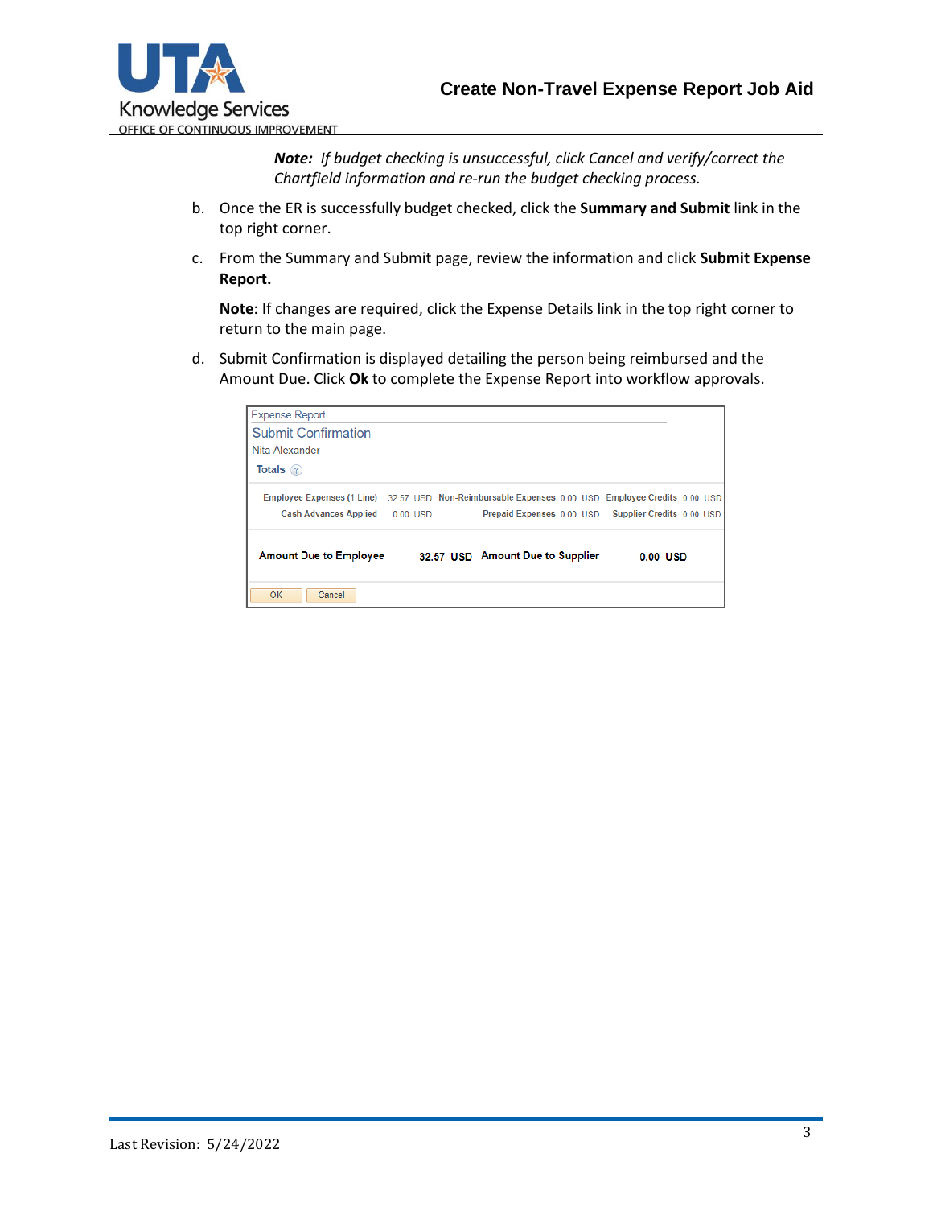*Note: If budget checking is unsuccessful, click Cancel and verify/correct the Chartfield information and re-run the budget checking process.*

b. Once the ER is successfully budget checked, click the **Summary and Submit** link in the top right corner.

c. From the Summary and Submit page, review the information and click **Submit Expense Report.**

**Note**: If changes are required, click the Expense Details link in the top right corner to return to the main page.

d. Submit Confirmation is displayed detailing the person being reimbursed and the Amount Due. Click **Ok** to complete the Expense Report into workflow approvals.

Expense Report

Submit Confirmation

Nita Alexander

Totals

| | | | | | |
|---|---|---|---|---|---|
| Employee Expenses (1 Line) | 32.57 USD | Non-Reimbursable Expenses | 0.00 USD | Employee Credits | 0.00 USD |
| Cash Advances Applied | 0.00 USD | Prepaid Expenses | 0.00 USD | Supplier Credits | 0.00 USD |

| | | | |
|---|---|---|---|
| Amount Due to Employee | 32.57 USD | Amount Due to Supplier | 0.00 USD |

OK Cancel